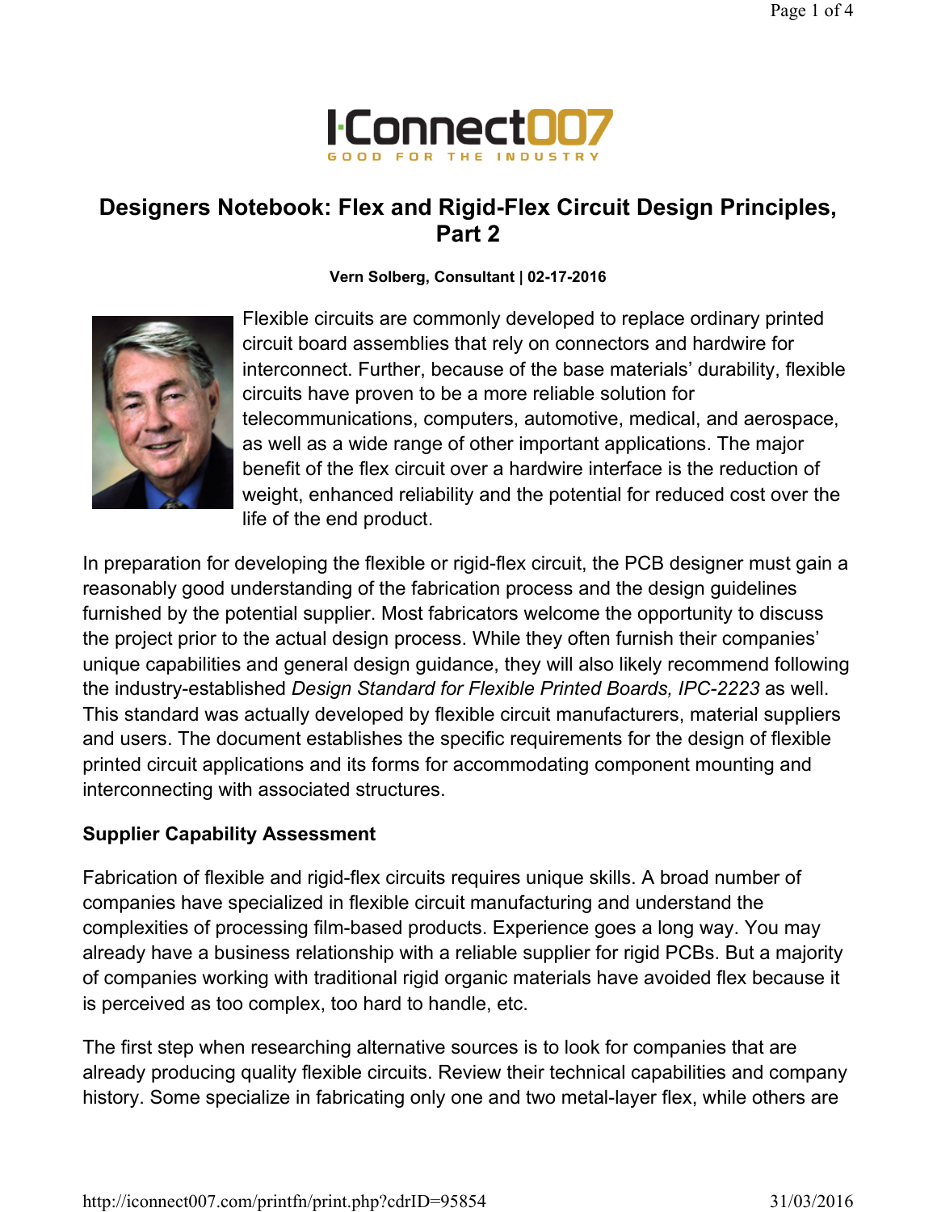# Designers Notebook: Flex and Rigid-Flex Circuit Design Principles, Part 2

**Vern Solberg, Consultant | 02-17-2016**

Flexible circuits are commonly developed to replace ordinary printed circuit board assemblies that rely on connectors and hardwire for interconnect. Further, because of the base materials' durability, flexible circuits have proven to be a more reliable solution for telecommunications, computers, automotive, medical, and aerospace, as well as a wide range of other important applications. The major benefit of the flex circuit over a hardwire interface is the reduction of weight, enhanced reliability and the potential for reduced cost over the life of the end product.

In preparation for developing the flexible or rigid-flex circuit, the PCB designer must gain a reasonably good understanding of the fabrication process and the design guidelines furnished by the potential supplier. Most fabricators welcome the opportunity to discuss the project prior to the actual design process. While they often furnish their companies' unique capabilities and general design guidance, they will also likely recommend following the industry-established *Design Standard for Flexible Printed Boards, IPC-2223* as well. This standard was actually developed by flexible circuit manufacturers, material suppliers and users. The document establishes the specific requirements for the design of flexible printed circuit applications and its forms for accommodating component mounting and interconnecting with associated structures.

## Supplier Capability Assessment

Fabrication of flexible and rigid-flex circuits requires unique skills. A broad number of companies have specialized in flexible circuit manufacturing and understand the complexities of processing film-based products. Experience goes a long way. You may already have a business relationship with a reliable supplier for rigid PCBs. But a majority of companies working with traditional rigid organic materials have avoided flex because it is perceived as too complex, too hard to handle, etc.

The first step when researching alternative sources is to look for companies that are already producing quality flexible circuits. Review their technical capabilities and company history. Some specialize in fabricating only one and two metal-layer flex, while others are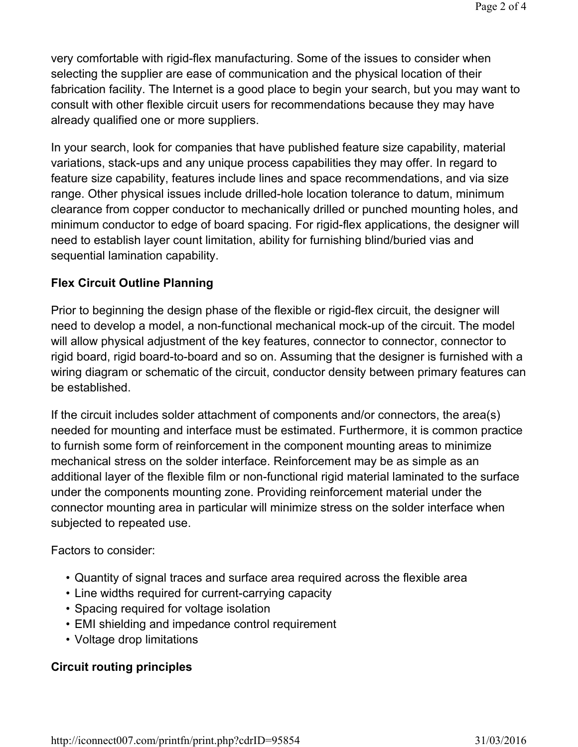very comfortable with rigid-flex manufacturing. Some of the issues to consider when selecting the supplier are ease of communication and the physical location of their fabrication facility. The Internet is a good place to begin your search, but you may want to consult with other flexible circuit users for recommendations because they may have already qualified one or more suppliers.

In your search, look for companies that have published feature size capability, material variations, stack-ups and any unique process capabilities they may offer. In regard to feature size capability, features include lines and space recommendations, and via size range. Other physical issues include drilled-hole location tolerance to datum, minimum clearance from copper conductor to mechanically drilled or punched mounting holes, and minimum conductor to edge of board spacing. For rigid-flex applications, the designer will need to establish layer count limitation, ability for furnishing blind/buried vias and sequential lamination capability.

**Flex Circuit Outline Planning**

Prior to beginning the design phase of the flexible or rigid-flex circuit, the designer will need to develop a model, a non-functional mechanical mock-up of the circuit. The model will allow physical adjustment of the key features, connector to connector, connector to rigid board, rigid board-to-board and so on. Assuming that the designer is furnished with a wiring diagram or schematic of the circuit, conductor density between primary features can be established.

If the circuit includes solder attachment of components and/or connectors, the area(s) needed for mounting and interface must be estimated. Furthermore, it is common practice to furnish some form of reinforcement in the component mounting areas to minimize mechanical stress on the solder interface. Reinforcement may be as simple as an additional layer of the flexible film or non-functional rigid material laminated to the surface under the components mounting zone. Providing reinforcement material under the connector mounting area in particular will minimize stress on the solder interface when subjected to repeated use.

Factors to consider:

- Quantity of signal traces and surface area required across the flexible area
- Line widths required for current-carrying capacity
- Spacing required for voltage isolation
- EMI shielding and impedance control requirement
- Voltage drop limitations

**Circuit routing principles**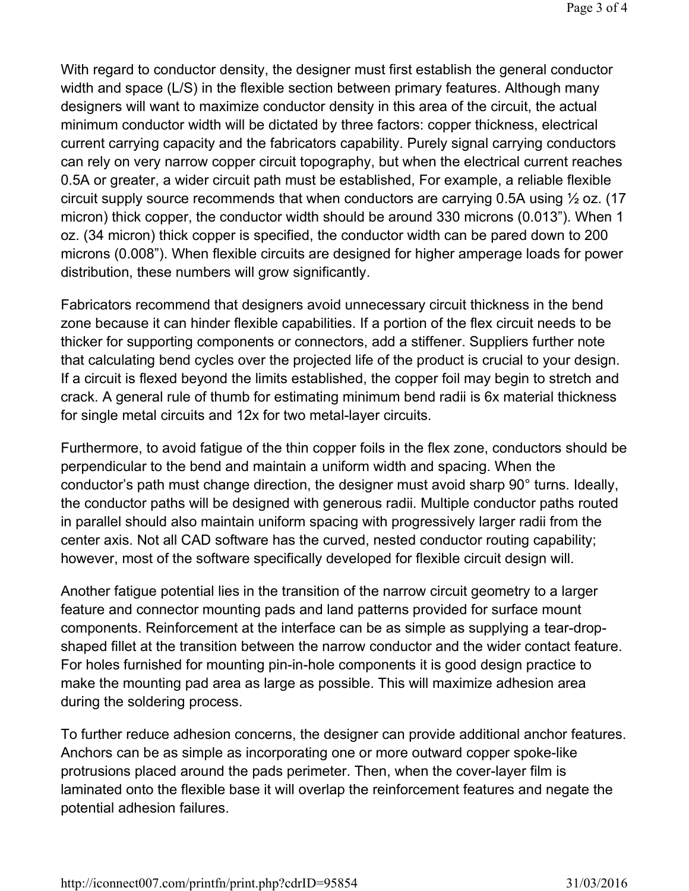With regard to conductor density, the designer must first establish the general conductor width and space (L/S) in the flexible section between primary features. Although many designers will want to maximize conductor density in this area of the circuit, the actual minimum conductor width will be dictated by three factors: copper thickness, electrical current carrying capacity and the fabricators capability. Purely signal carrying conductors can rely on very narrow copper circuit topography, but when the electrical current reaches 0.5A or greater, a wider circuit path must be established, For example, a reliable flexible circuit supply source recommends that when conductors are carrying 0.5A using ½ oz. (17 micron) thick copper, the conductor width should be around 330 microns (0.013"). When 1 oz. (34 micron) thick copper is specified, the conductor width can be pared down to 200 microns (0.008"). When flexible circuits are designed for higher amperage loads for power distribution, these numbers will grow significantly.

Fabricators recommend that designers avoid unnecessary circuit thickness in the bend zone because it can hinder flexible capabilities. If a portion of the flex circuit needs to be thicker for supporting components or connectors, add a stiffener. Suppliers further note that calculating bend cycles over the projected life of the product is crucial to your design. If a circuit is flexed beyond the limits established, the copper foil may begin to stretch and crack. A general rule of thumb for estimating minimum bend radii is 6x material thickness for single metal circuits and 12x for two metal-layer circuits.

Furthermore, to avoid fatigue of the thin copper foils in the flex zone, conductors should be perpendicular to the bend and maintain a uniform width and spacing. When the conductor's path must change direction, the designer must avoid sharp 90° turns. Ideally, the conductor paths will be designed with generous radii. Multiple conductor paths routed in parallel should also maintain uniform spacing with progressively larger radii from the center axis. Not all CAD software has the curved, nested conductor routing capability; however, most of the software specifically developed for flexible circuit design will.

Another fatigue potential lies in the transition of the narrow circuit geometry to a larger feature and connector mounting pads and land patterns provided for surface mount components. Reinforcement at the interface can be as simple as supplying a tear-drop-shaped fillet at the transition between the narrow conductor and the wider contact feature. For holes furnished for mounting pin-in-hole components it is good design practice to make the mounting pad area as large as possible. This will maximize adhesion area during the soldering process.

To further reduce adhesion concerns, the designer can provide additional anchor features. Anchors can be as simple as incorporating one or more outward copper spoke-like protrusions placed around the pads perimeter. Then, when the cover-layer film is laminated onto the flexible base it will overlap the reinforcement features and negate the potential adhesion failures.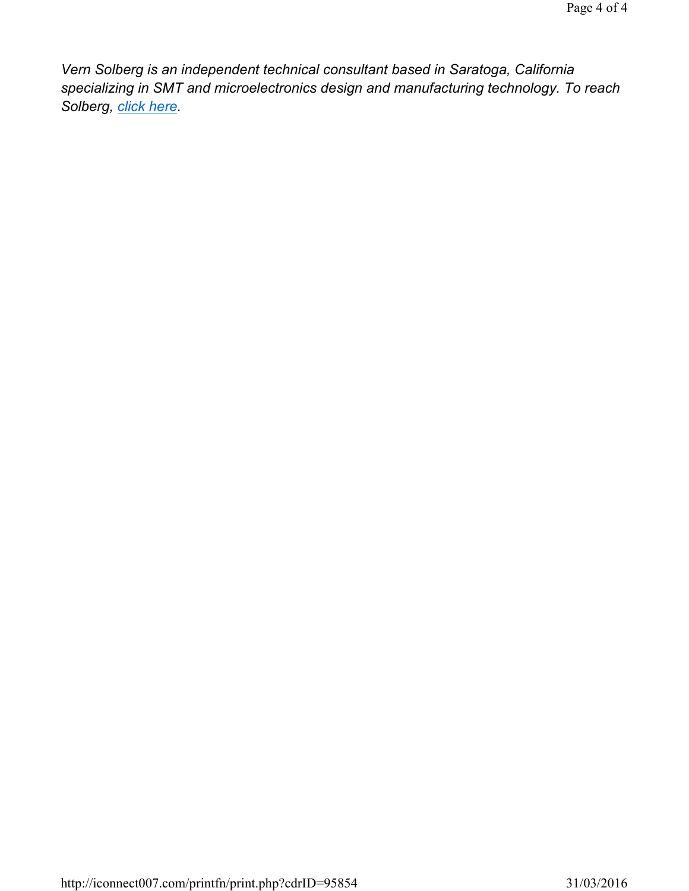*Vern Solberg is an independent technical consultant based in Saratoga, California specializing in SMT and microelectronics design and manufacturing technology. To reach Solberg, click here.*